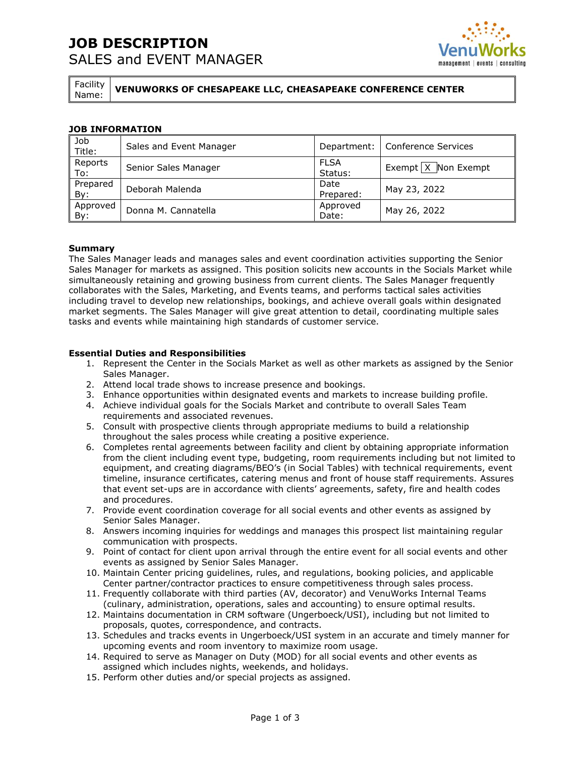# JOB DESCRIPTION

## SALES and EVENT MANAGER

| Facility Name: | VENUWORKS OF CHESAPEAKE LLC, CHEASAPEAKE CONFERENCE CENTER |
|---|---|

### JOB INFORMATION

| Job Title: | Sales and Event Manager | Department: | Conference Services |
|---|---|---|---|
| Reports To: | Senior Sales Manager | FLSA Status: | Exempt [X] Non Exempt |
| Prepared By: | Deborah Malenda | Date Prepared: | May 23, 2022 |
| Approved By: | Donna M. Cannatella | Approved Date: | May 26, 2022 |

**Summary**

The Sales Manager leads and manages sales and event coordination activities supporting the Senior Sales Manager for markets as assigned. This position solicits new accounts in the Socials Market while simultaneously retaining and growing business from current clients. The Sales Manager frequently collaborates with the Sales, Marketing, and Events teams, and performs tactical sales activities including travel to develop new relationships, bookings, and achieve overall goals within designated market segments. The Sales Manager will give great attention to detail, coordinating multiple sales tasks and events while maintaining high standards of customer service.

**Essential Duties and Responsibilities**

1. Represent the Center in the Socials Market as well as other markets as assigned by the Senior Sales Manager.
2. Attend local trade shows to increase presence and bookings.
3. Enhance opportunities within designated events and markets to increase building profile.
4. Achieve individual goals for the Socials Market and contribute to overall Sales Team requirements and associated revenues.
5. Consult with prospective clients through appropriate mediums to build a relationship throughout the sales process while creating a positive experience.
6. Completes rental agreements between facility and client by obtaining appropriate information from the client including event type, budgeting, room requirements including but not limited to equipment, and creating diagrams/BEO's (in Social Tables) with technical requirements, event timeline, insurance certificates, catering menus and front of house staff requirements. Assures that event set-ups are in accordance with clients' agreements, safety, fire and health codes and procedures.
7. Provide event coordination coverage for all social events and other events as assigned by Senior Sales Manager.
8. Answers incoming inquiries for weddings and manages this prospect list maintaining regular communication with prospects.
9. Point of contact for client upon arrival through the entire event for all social events and other events as assigned by Senior Sales Manager.
10. Maintain Center pricing guidelines, rules, and regulations, booking policies, and applicable Center partner/contractor practices to ensure competitiveness through sales process.
11. Frequently collaborate with third parties (AV, decorator) and VenuWorks Internal Teams (culinary, administration, operations, sales and accounting) to ensure optimal results.
12. Maintains documentation in CRM software (Ungerboeck/USI), including but not limited to proposals, quotes, correspondence, and contracts.
13. Schedules and tracks events in Ungerboeck/USI system in an accurate and timely manner for upcoming events and room inventory to maximize room usage.
14. Required to serve as Manager on Duty (MOD) for all social events and other events as assigned which includes nights, weekends, and holidays.
15. Perform other duties and/or special projects as assigned.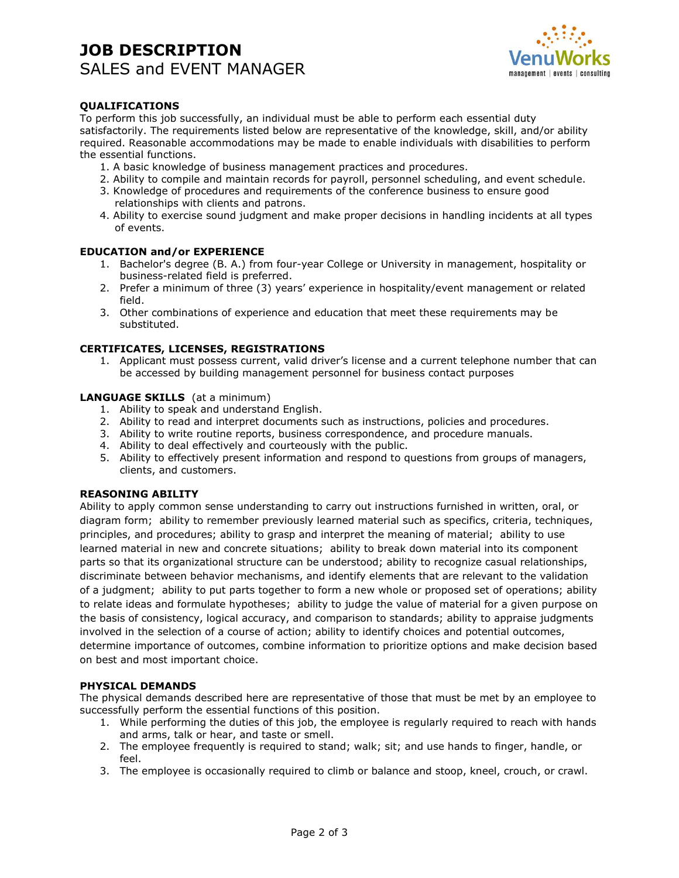# JOB DESCRIPTION
SALES and EVENT MANAGER

### QUALIFICATIONS

To perform this job successfully, an individual must be able to perform each essential duty satisfactorily. The requirements listed below are representative of the knowledge, skill, and/or ability required. Reasonable accommodations may be made to enable individuals with disabilities to perform the essential functions.

1. A basic knowledge of business management practices and procedures.
2. Ability to compile and maintain records for payroll, personnel scheduling, and event schedule.
3. Knowledge of procedures and requirements of the conference business to ensure good relationships with clients and patrons.
4. Ability to exercise sound judgment and make proper decisions in handling incidents at all types of events.

### EDUCATION and/or EXPERIENCE

1. Bachelor's degree (B. A.) from four-year College or University in management, hospitality or business-related field is preferred.
2. Prefer a minimum of three (3) years' experience in hospitality/event management or related field.
3. Other combinations of experience and education that meet these requirements may be substituted.

### CERTIFICATES, LICENSES, REGISTRATIONS

1. Applicant must possess current, valid driver's license and a current telephone number that can be accessed by building management personnel for business contact purposes

### LANGUAGE SKILLS (at a minimum)

1. Ability to speak and understand English.
2. Ability to read and interpret documents such as instructions, policies and procedures.
3. Ability to write routine reports, business correspondence, and procedure manuals.
4. Ability to deal effectively and courteously with the public.
5. Ability to effectively present information and respond to questions from groups of managers, clients, and customers.

### REASONING ABILITY

Ability to apply common sense understanding to carry out instructions furnished in written, oral, or diagram form; ability to remember previously learned material such as specifics, criteria, techniques, principles, and procedures; ability to grasp and interpret the meaning of material; ability to use learned material in new and concrete situations; ability to break down material into its component parts so that its organizational structure can be understood; ability to recognize casual relationships, discriminate between behavior mechanisms, and identify elements that are relevant to the validation of a judgment; ability to put parts together to form a new whole or proposed set of operations; ability to relate ideas and formulate hypotheses; ability to judge the value of material for a given purpose on the basis of consistency, logical accuracy, and comparison to standards; ability to appraise judgments involved in the selection of a course of action; ability to identify choices and potential outcomes, determine importance of outcomes, combine information to prioritize options and make decision based on best and most important choice.

### PHYSICAL DEMANDS

The physical demands described here are representative of those that must be met by an employee to successfully perform the essential functions of this position.

1. While performing the duties of this job, the employee is regularly required to reach with hands and arms, talk or hear, and taste or smell.
2. The employee frequently is required to stand; walk; sit; and use hands to finger, handle, or feel.
3. The employee is occasionally required to climb or balance and stoop, kneel, crouch, or crawl.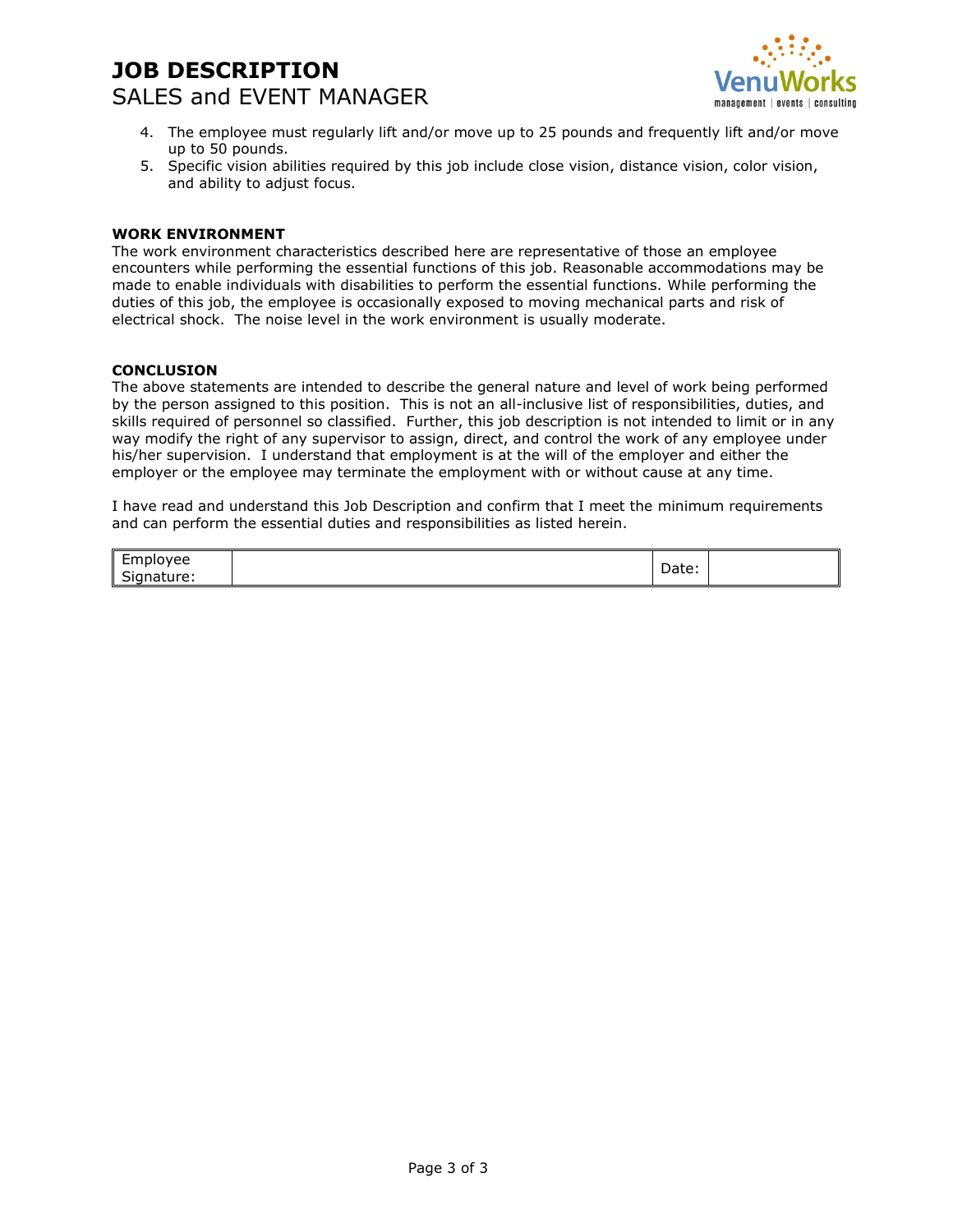4. The employee must regularly lift and/or move up to 25 pounds and frequently lift and/or move up to 50 pounds.
5. Specific vision abilities required by this job include close vision, distance vision, color vision, and ability to adjust focus.

**WORK ENVIRONMENT**

The work environment characteristics described here are representative of those an employee encounters while performing the essential functions of this job. Reasonable accommodations may be made to enable individuals with disabilities to perform the essential functions. While performing the duties of this job, the employee is occasionally exposed to moving mechanical parts and risk of electrical shock. The noise level in the work environment is usually moderate.

**CONCLUSION**

The above statements are intended to describe the general nature and level of work being performed by the person assigned to this position. This is not an all-inclusive list of responsibilities, duties, and skills required of personnel so classified. Further, this job description is not intended to limit or in any way modify the right of any supervisor to assign, direct, and control the work of any employee under his/her supervision. I understand that employment is at the will of the employer and either the employer or the employee may terminate the employment with or without cause at any time.

I have read and understand this Job Description and confirm that I meet the minimum requirements and can perform the essential duties and responsibilities as listed herein.

| | | | |
|---|---|---|---|
| Employee Signature: | | Date: | |